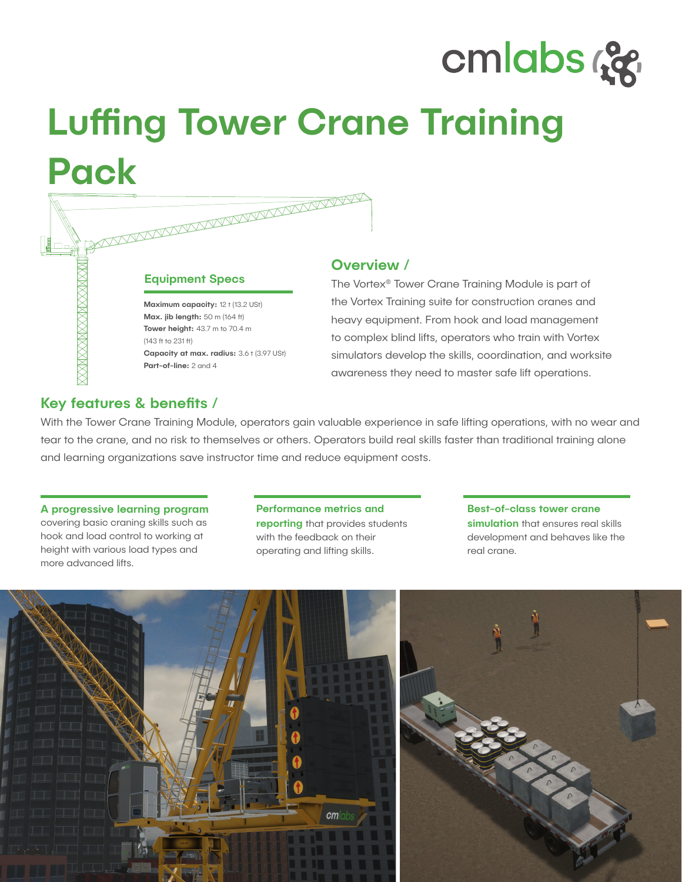# Luffing Tower Crane Training Pack

### Equipment Specs

**Maximum capacity:** 12 t (13.2 USt)
**Max. jib length:** 50 m (164 ft)
**Tower height:** 43.7 m to 70.4 m (143 ft to 231 ft)
**Capacity at max. radius:** 3.6 t (3.97 USt)
**Part-of-line:** 2 and 4

## Overview /

The Vortex® Tower Crane Training Module is part of the Vortex Training suite for construction cranes and heavy equipment. From hook and load management to complex blind lifts, operators who train with Vortex simulators develop the skills, coordination, and worksite awareness they need to master safe lift operations.

## Key features & benefits /

With the Tower Crane Training Module, operators gain valuable experience in safe lifting operations, with no wear and tear to the crane, and no risk to themselves or others. Operators build real skills faster than traditional training alone and learning organizations save instructor time and reduce equipment costs.

**A progressive learning program** covering basic craning skills such as hook and load control to working at height with various load types and more advanced lifts.

**Performance metrics and reporting** that provides students with the feedback on their operating and lifting skills.

**Best-of-class tower crane simulation** that ensures real skills development and behaves like the real crane.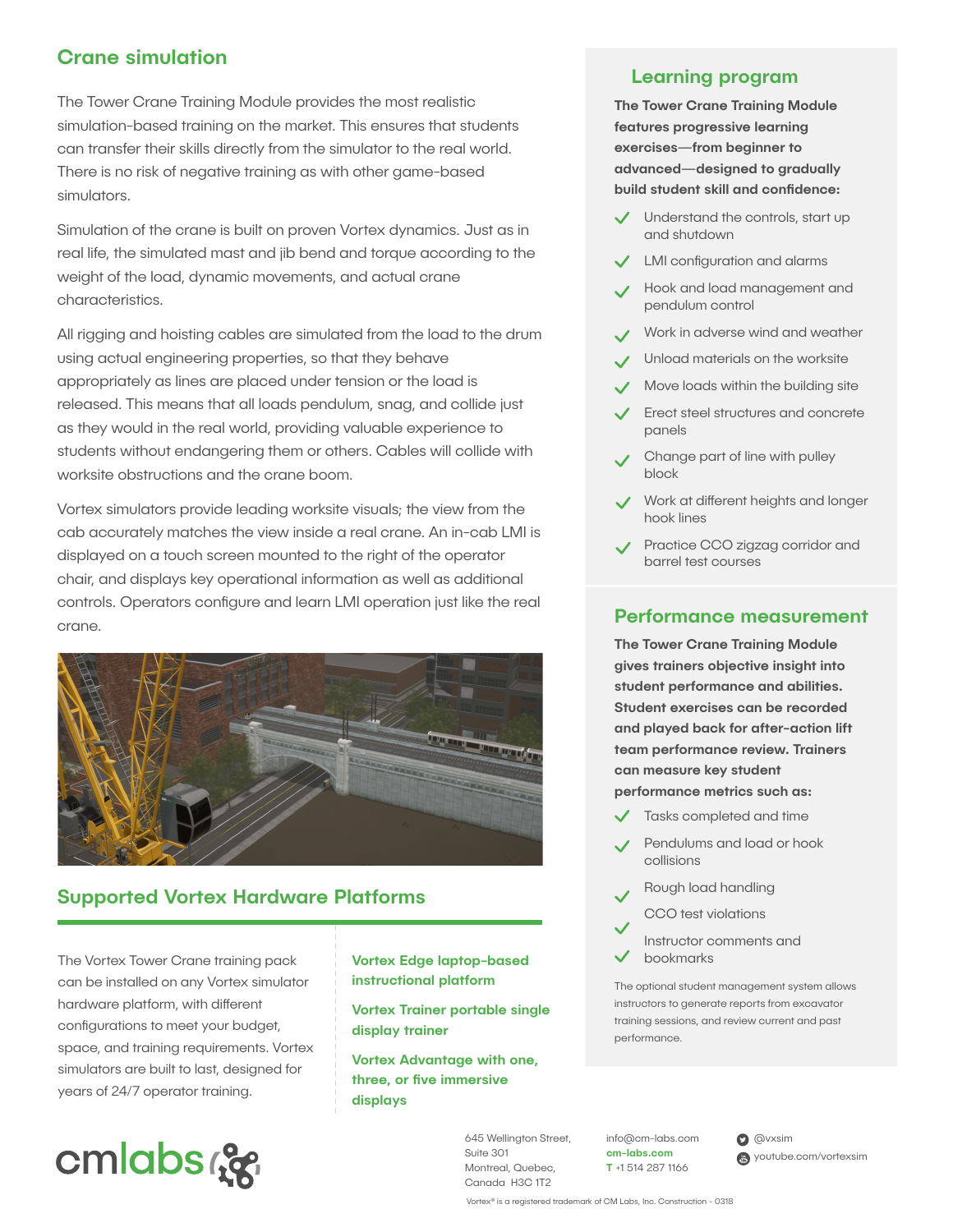## Crane simulation

The Tower Crane Training Module provides the most realistic simulation-based training on the market. This ensures that students can transfer their skills directly from the simulator to the real world. There is no risk of negative training as with other game-based simulators.

Simulation of the crane is built on proven Vortex dynamics. Just as in real life, the simulated mast and jib bend and torque according to the weight of the load, dynamic movements, and actual crane characteristics.

All rigging and hoisting cables are simulated from the load to the drum using actual engineering properties, so that they behave appropriately as lines are placed under tension or the load is released. This means that all loads pendulum, snag, and collide just as they would in the real world, providing valuable experience to students without endangering them or others. Cables will collide with worksite obstructions and the crane boom.

Vortex simulators provide leading worksite visuals; the view from the cab accurately matches the view inside a real crane. An in-cab LMI is displayed on a touch screen mounted to the right of the operator chair, and displays key operational information as well as additional controls. Operators configure and learn LMI operation just like the real crane.

## Supported Vortex Hardware Platforms

The Vortex Tower Crane training pack can be installed on any Vortex simulator hardware platform, with different configurations to meet your budget, space, and training requirements. Vortex simulators are built to last, designed for years of 24/7 operator training.

**Vortex Edge laptop-based instructional platform**

**Vortex Trainer portable single display trainer**

**Vortex Advantage with one, three, or five immersive displays**

## Learning program

**The Tower Crane Training Module features progressive learning exercises—from beginner to advanced—designed to gradually build student skill and confidence:**

- Understand the controls, start up and shutdown
- LMI configuration and alarms
- Hook and load management and pendulum control
- Work in adverse wind and weather
- Unload materials on the worksite
- Move loads within the building site
- Erect steel structures and concrete panels
- Change part of line with pulley block
- Work at different heights and longer hook lines
- Practice CCO zigzag corridor and barrel test courses

## Performance measurement

**The Tower Crane Training Module gives trainers objective insight into student performance and abilities. Student exercises can be recorded and played back for after-action lift team performance review. Trainers can measure key student performance metrics such as:**

- Tasks completed and time
- Pendulums and load or hook collisions
- Rough load handling
- CCO test violations
- Instructor comments and bookmarks

The optional student management system allows instructors to generate reports from excavator training sessions, and review current and past performance.

cmlabs

645 Wellington Street, Suite 301
Montreal, Quebec, Canada H3C 1T2

info@cm-labs.com
**cm-labs.com**
**T** +1 514 287 1166

@vxsim
youtube.com/vortexsim

Vortex® is a registered trademark of CM Labs, Inc. Construction - 0318